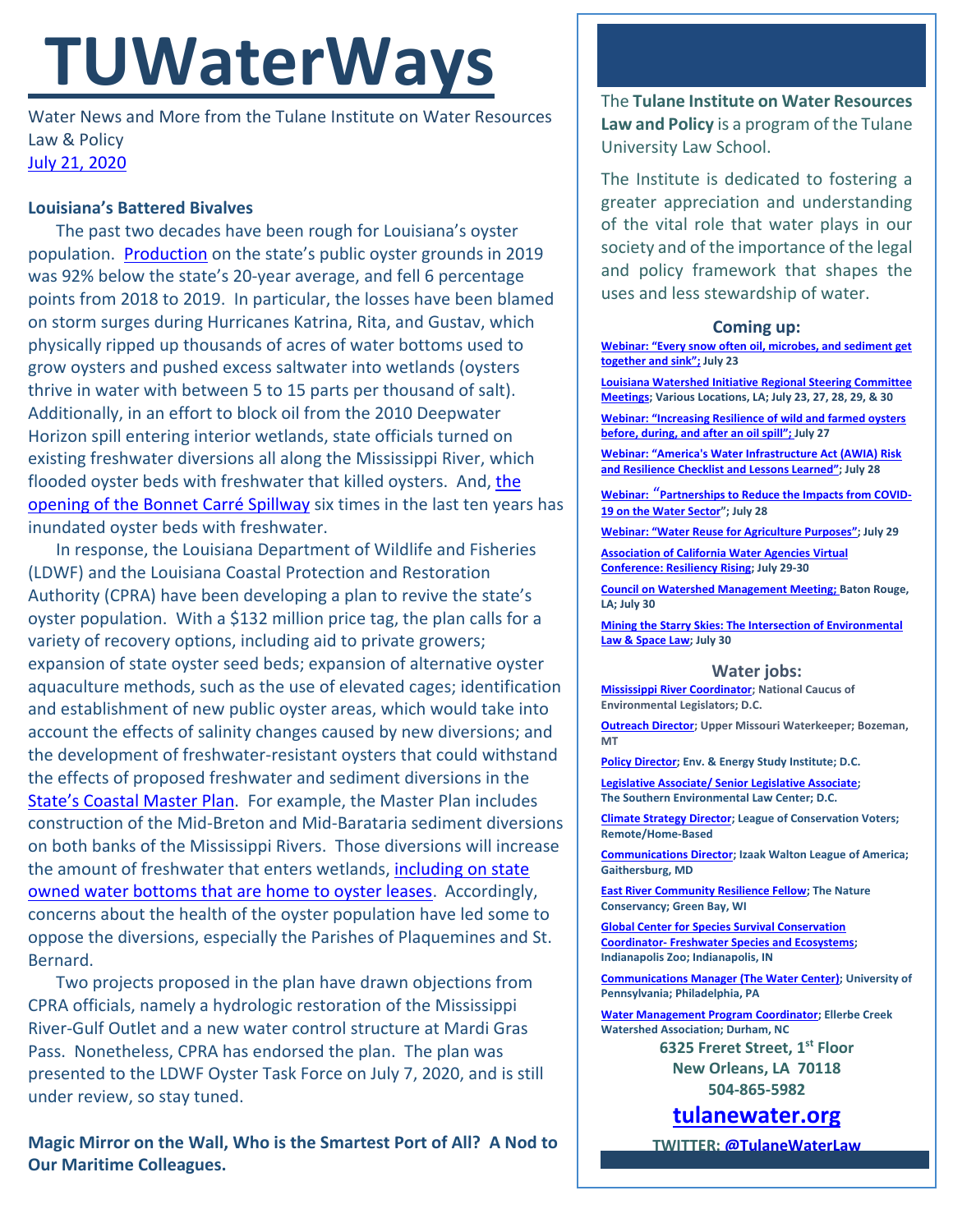# TUWaterWays

Water News and More from the Tulane Institute on Water Resources Law & Policy
July 21, 2020

**Louisiana's Battered Bivalves**

The past two decades have been rough for Louisiana's oyster population. Production on the state's public oyster grounds in 2019 was 92% below the state's 20-year average, and fell 6 percentage points from 2018 to 2019. In particular, the losses have been blamed on storm surges during Hurricanes Katrina, Rita, and Gustav, which physically ripped up thousands of acres of water bottoms used to grow oysters and pushed excess saltwater into wetlands (oysters thrive in water with between 5 to 15 parts per thousand of salt). Additionally, in an effort to block oil from the 2010 Deepwater Horizon spill entering interior wetlands, state officials turned on existing freshwater diversions all along the Mississippi River, which flooded oyster beds with freshwater that killed oysters. And, the opening of the Bonnet Carré Spillway six times in the last ten years has inundated oyster beds with freshwater.

In response, the Louisiana Department of Wildlife and Fisheries (LDWF) and the Louisiana Coastal Protection and Restoration Authority (CPRA) have been developing a plan to revive the state's oyster population. With a $132 million price tag, the plan calls for a variety of recovery options, including aid to private growers; expansion of state oyster seed beds; expansion of alternative oyster aquaculture methods, such as the use of elevated cages; identification and establishment of new public oyster areas, which would take into account the effects of salinity changes caused by new diversions; and the development of freshwater-resistant oysters that could withstand the effects of proposed freshwater and sediment diversions in the State's Coastal Master Plan. For example, the Master Plan includes construction of the Mid-Breton and Mid-Barataria sediment diversions on both banks of the Mississippi Rivers. Those diversions will increase the amount of freshwater that enters wetlands, including on state owned water bottoms that are home to oyster leases. Accordingly, concerns about the health of the oyster population have led some to oppose the diversions, especially the Parishes of Plaquemines and St. Bernard.

Two projects proposed in the plan have drawn objections from CPRA officials, namely a hydrologic restoration of the Mississippi River-Gulf Outlet and a new water control structure at Mardi Gras Pass. Nonetheless, CPRA has endorsed the plan. The plan was presented to the LDWF Oyster Task Force on July 7, 2020, and is still under review, so stay tuned.

**Magic Mirror on the Wall, Who is the Smartest Port of All? A Nod to Our Maritime Colleagues.**

---

The **Tulane Institute on Water Resources Law and Policy** is a program of the Tulane University Law School.

The Institute is dedicated to fostering a greater appreciation and understanding of the vital role that water plays in our society and of the importance of the legal and policy framework that shapes the uses and less stewardship of water.

### Coming up:

**Webinar: "Every snow often oil, microbes, and sediment get together and sink"; July 23**

**Louisiana Watershed Initiative Regional Steering Committee Meetings; Various Locations, LA; July 23, 27, 28, 29, & 30**

**Webinar: "Increasing Resilience of wild and farmed oysters before, during, and after an oil spill"; July 27**

**Webinar: "America's Water Infrastructure Act (AWIA) Risk and Resilience Checklist and Lessons Learned"; July 28**

**Webinar: "Partnerships to Reduce the Impacts from COVID-19 on the Water Sector"; July 28**

**Webinar: "Water Reuse for Agriculture Purposes"; July 29**

**Association of California Water Agencies Virtual Conference: Resiliency Rising; July 29-30**

**Council on Watershed Management Meeting; Baton Rouge, LA; July 30**

**Mining the Starry Skies: The Intersection of Environmental Law & Space Law; July 30**

### Water jobs:

**Mississippi River Coordinator; National Caucus of Environmental Legislators; D.C.**

**Outreach Director; Upper Missouri Waterkeeper; Bozeman, MT**

**Policy Director; Env. & Energy Study Institute; D.C.**

**Legislative Associate/ Senior Legislative Associate; The Southern Environmental Law Center; D.C.**

**Climate Strategy Director; League of Conservation Voters; Remote/Home-Based**

**Communications Director; Izaak Walton League of America; Gaithersburg, MD**

**East River Community Resilience Fellow; The Nature Conservancy; Green Bay, WI**

**Global Center for Species Survival Conservation Coordinator- Freshwater Species and Ecosystems; Indianapolis Zoo; Indianapolis, IN**

**Communications Manager (The Water Center); University of Pennsylvania; Philadelphia, PA**

**Water Management Program Coordinator; Ellerbe Creek Watershed Association; Durham, NC**

**6325 Freret Street, 1st Floor**
**New Orleans, LA 70118**
**504-865-5982**

**tulanewater.org**

**TWITTER: @TulaneWaterLaw**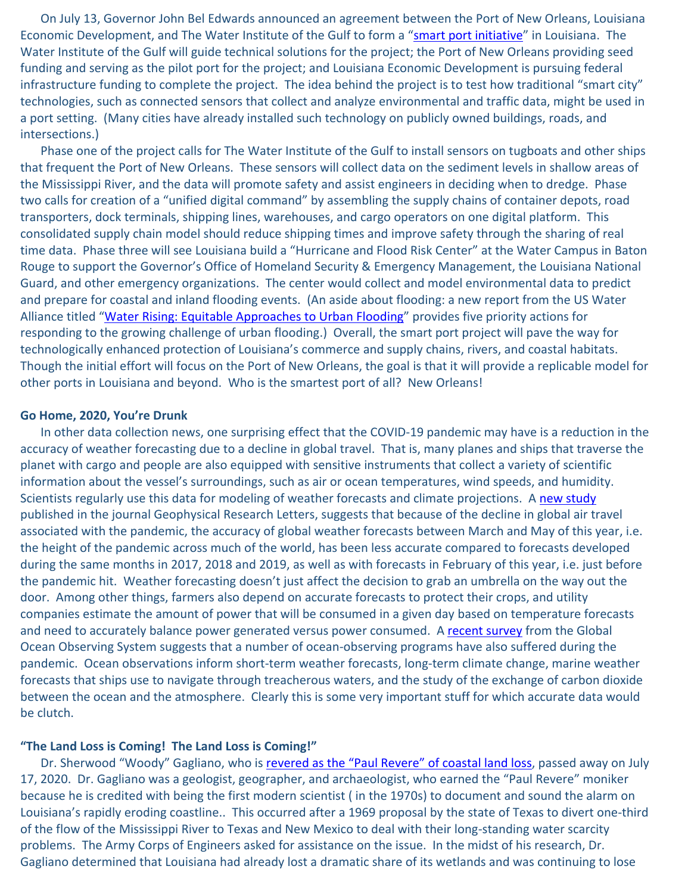On July 13, Governor John Bel Edwards announced an agreement between the Port of New Orleans, Louisiana Economic Development, and The Water Institute of the Gulf to form a "smart port initiative" in Louisiana. The Water Institute of the Gulf will guide technical solutions for the project; the Port of New Orleans providing seed funding and serving as the pilot port for the project; and Louisiana Economic Development is pursuing federal infrastructure funding to complete the project. The idea behind the project is to test how traditional "smart city" technologies, such as connected sensors that collect and analyze environmental and traffic data, might be used in a port setting. (Many cities have already installed such technology on publicly owned buildings, roads, and intersections.)

Phase one of the project calls for The Water Institute of the Gulf to install sensors on tugboats and other ships that frequent the Port of New Orleans. These sensors will collect data on the sediment levels in shallow areas of the Mississippi River, and the data will promote safety and assist engineers in deciding when to dredge. Phase two calls for creation of a "unified digital command" by assembling the supply chains of container depots, road transporters, dock terminals, shipping lines, warehouses, and cargo operators on one digital platform. This consolidated supply chain model should reduce shipping times and improve safety through the sharing of real time data. Phase three will see Louisiana build a "Hurricane and Flood Risk Center" at the Water Campus in Baton Rouge to support the Governor's Office of Homeland Security & Emergency Management, the Louisiana National Guard, and other emergency organizations. The center would collect and model environmental data to predict and prepare for coastal and inland flooding events. (An aside about flooding: a new report from the US Water Alliance titled "Water Rising: Equitable Approaches to Urban Flooding" provides five priority actions for responding to the growing challenge of urban flooding.) Overall, the smart port project will pave the way for technologically enhanced protection of Louisiana's commerce and supply chains, rivers, and coastal habitats. Though the initial effort will focus on the Port of New Orleans, the goal is that it will provide a replicable model for other ports in Louisiana and beyond. Who is the smartest port of all? New Orleans!

**Go Home, 2020, You're Drunk**

In other data collection news, one surprising effect that the COVID-19 pandemic may have is a reduction in the accuracy of weather forecasting due to a decline in global travel. That is, many planes and ships that traverse the planet with cargo and people are also equipped with sensitive instruments that collect a variety of scientific information about the vessel's surroundings, such as air or ocean temperatures, wind speeds, and humidity. Scientists regularly use this data for modeling of weather forecasts and climate projections. A new study published in the journal Geophysical Research Letters, suggests that because of the decline in global air travel associated with the pandemic, the accuracy of global weather forecasts between March and May of this year, i.e. the height of the pandemic across much of the world, has been less accurate compared to forecasts developed during the same months in 2017, 2018 and 2019, as well as with forecasts in February of this year, i.e. just before the pandemic hit. Weather forecasting doesn't just affect the decision to grab an umbrella on the way out the door. Among other things, farmers also depend on accurate forecasts to protect their crops, and utility companies estimate the amount of power that will be consumed in a given day based on temperature forecasts and need to accurately balance power generated versus power consumed. A recent survey from the Global Ocean Observing System suggests that a number of ocean-observing programs have also suffered during the pandemic. Ocean observations inform short-term weather forecasts, long-term climate change, marine weather forecasts that ships use to navigate through treacherous waters, and the study of the exchange of carbon dioxide between the ocean and the atmosphere. Clearly this is some very important stuff for which accurate data would be clutch.

**"The Land Loss is Coming! The Land Loss is Coming!"**

Dr. Sherwood "Woody" Gagliano, who is revered as the "Paul Revere" of coastal land loss, passed away on July 17, 2020. Dr. Gagliano was a geologist, geographer, and archaeologist, who earned the "Paul Revere" moniker because he is credited with being the first modern scientist ( in the 1970s) to document and sound the alarm on Louisiana's rapidly eroding coastline.. This occurred after a 1969 proposal by the state of Texas to divert one-third of the flow of the Mississippi River to Texas and New Mexico to deal with their long-standing water scarcity problems. The Army Corps of Engineers asked for assistance on the issue. In the midst of his research, Dr. Gagliano determined that Louisiana had already lost a dramatic share of its wetlands and was continuing to lose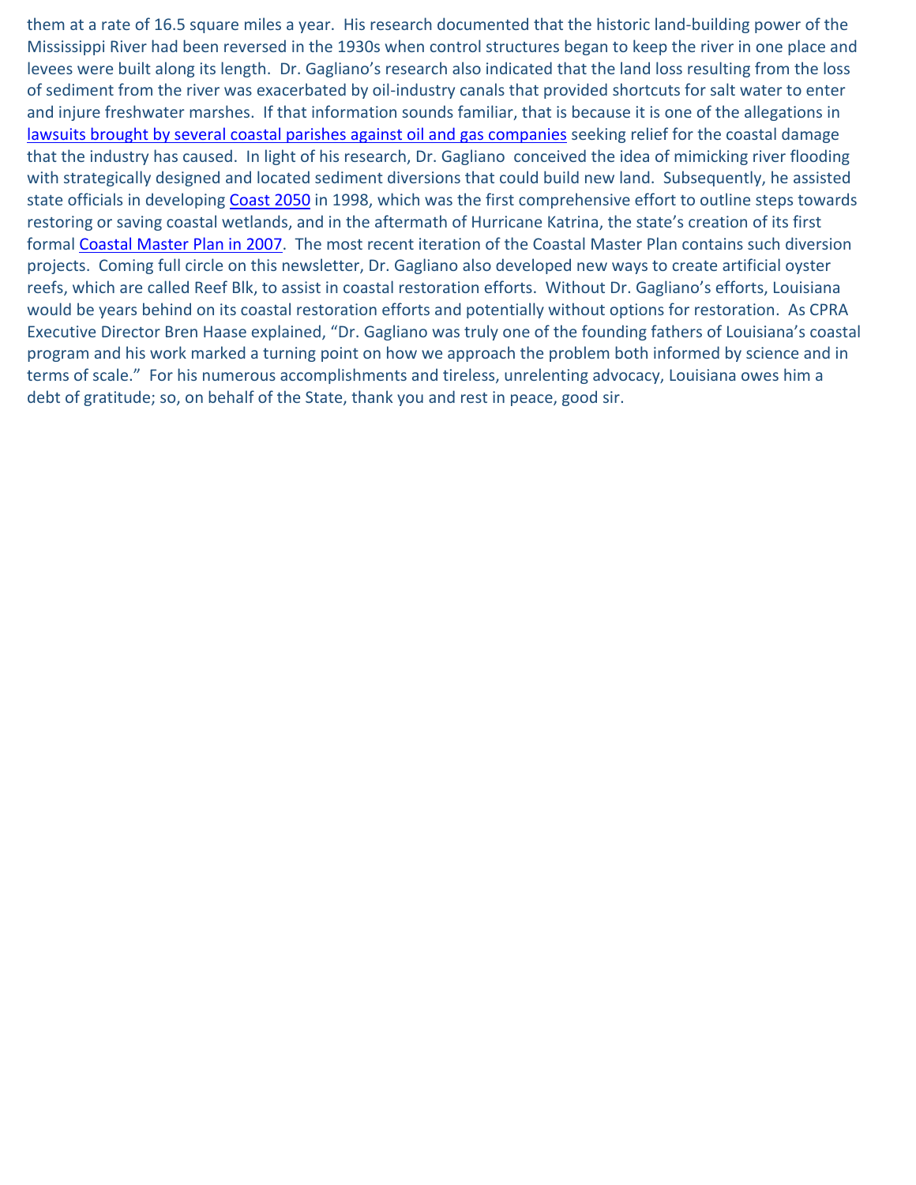them at a rate of 16.5 square miles a year.  His research documented that the historic land-building power of the Mississippi River had been reversed in the 1930s when control structures began to keep the river in one place and levees were built along its length.  Dr. Gagliano's research also indicated that the land loss resulting from the loss of sediment from the river was exacerbated by oil-industry canals that provided shortcuts for salt water to enter and injure freshwater marshes.  If that information sounds familiar, that is because it is one of the allegations in lawsuits brought by several coastal parishes against oil and gas companies seeking relief for the coastal damage that the industry has caused.  In light of his research, Dr. Gagliano conceived the idea of mimicking river flooding with strategically designed and located sediment diversions that could build new land.  Subsequently, he assisted state officials in developing Coast 2050 in 1998, which was the first comprehensive effort to outline steps towards restoring or saving coastal wetlands, and in the aftermath of Hurricane Katrina, the state's creation of its first formal Coastal Master Plan in 2007.  The most recent iteration of the Coastal Master Plan contains such diversion projects.  Coming full circle on this newsletter, Dr. Gagliano also developed new ways to create artificial oyster reefs, which are called Reef Blk, to assist in coastal restoration efforts.  Without Dr. Gagliano's efforts, Louisiana would be years behind on its coastal restoration efforts and potentially without options for restoration.  As CPRA Executive Director Bren Haase explained, "Dr. Gagliano was truly one of the founding fathers of Louisiana's coastal program and his work marked a turning point on how we approach the problem both informed by science and in terms of scale."  For his numerous accomplishments and tireless, unrelenting advocacy, Louisiana owes him a debt of gratitude; so, on behalf of the State, thank you and rest in peace, good sir.